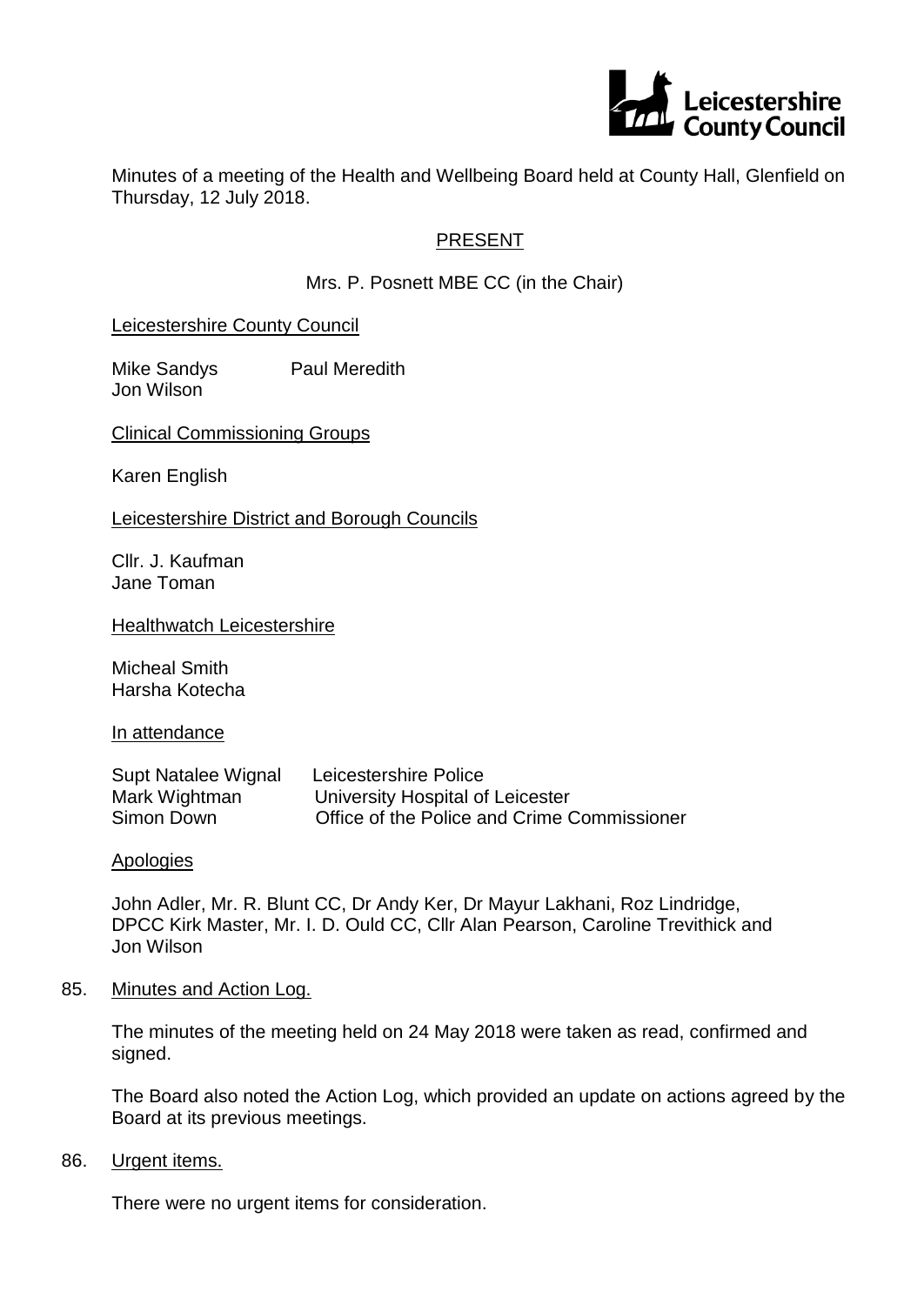Leicestershire County Council

Minutes of a meeting of the Health and Wellbeing Board held at County Hall, Glenfield on Thursday, 12 July 2018.

PRESENT

Mrs. P. Posnett MBE CC (in the Chair)

Leicestershire County Council

| | |
|---|---|
| Mike Sandys | Paul Meredith |
| Jon Wilson | |

Clinical Commissioning Groups

Karen English

Leicestershire District and Borough Councils

Cllr. J. Kaufman
Jane Toman

Healthwatch Leicestershire

Micheal Smith
Harsha Kotecha

In attendance

| | |
|---|---|
| Supt Natalee Wignal | Leicestershire Police |
| Mark Wightman | University Hospital of Leicester |
| Simon Down | Office of the Police and Crime Commissioner |

Apologies

John Adler, Mr. R. Blunt CC, Dr Andy Ker, Dr Mayur Lakhani, Roz Lindridge, DPCC Kirk Master, Mr. I. D. Ould CC, Cllr Alan Pearson, Caroline Trevithick and Jon Wilson

85. Minutes and Action Log.

The minutes of the meeting held on 24 May 2018 were taken as read, confirmed and signed.

The Board also noted the Action Log, which provided an update on actions agreed by the Board at its previous meetings.

86. Urgent items.

There were no urgent items for consideration.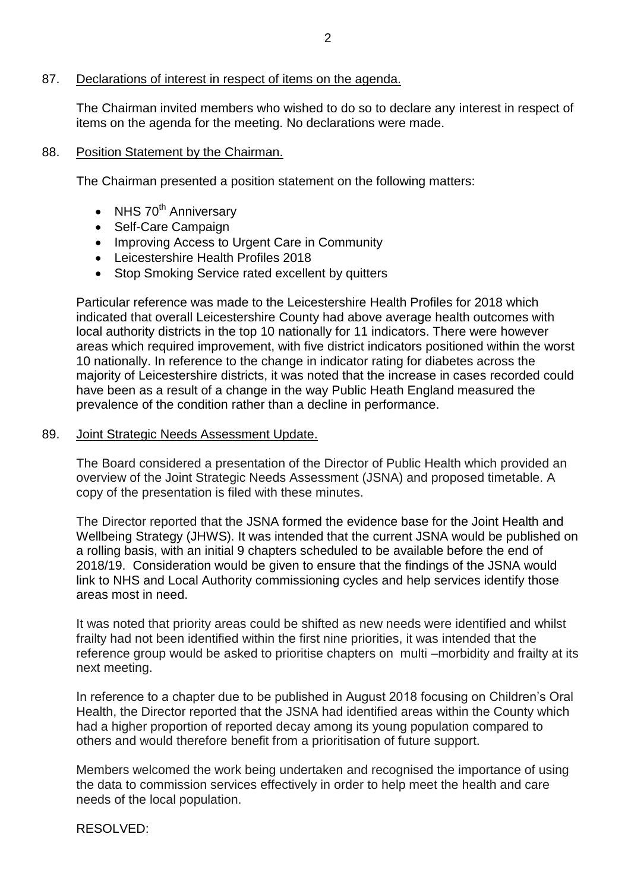87. Declarations of interest in respect of items on the agenda.

The Chairman invited members who wished to do so to declare any interest in respect of items on the agenda for the meeting. No declarations were made.

88. Position Statement by the Chairman.

The Chairman presented a position statement on the following matters:

- NHS 70th Anniversary
- Self-Care Campaign
- Improving Access to Urgent Care in Community
- Leicestershire Health Profiles 2018
- Stop Smoking Service rated excellent by quitters

Particular reference was made to the Leicestershire Health Profiles for 2018 which indicated that overall Leicestershire County had above average health outcomes with local authority districts in the top 10 nationally for 11 indicators. There were however areas which required improvement, with five district indicators positioned within the worst 10 nationally. In reference to the change in indicator rating for diabetes across the majority of Leicestershire districts, it was noted that the increase in cases recorded could have been as a result of a change in the way Public Heath England measured the prevalence of the condition rather than a decline in performance.

89. Joint Strategic Needs Assessment Update.

The Board considered a presentation of the Director of Public Health which provided an overview of the Joint Strategic Needs Assessment (JSNA) and proposed timetable. A copy of the presentation is filed with these minutes.

The Director reported that the JSNA formed the evidence base for the Joint Health and Wellbeing Strategy (JHWS). It was intended that the current JSNA would be published on a rolling basis, with an initial 9 chapters scheduled to be available before the end of 2018/19. Consideration would be given to ensure that the findings of the JSNA would link to NHS and Local Authority commissioning cycles and help services identify those areas most in need.

It was noted that priority areas could be shifted as new needs were identified and whilst frailty had not been identified within the first nine priorities, it was intended that the reference group would be asked to prioritise chapters on multi –morbidity and frailty at its next meeting.

In reference to a chapter due to be published in August 2018 focusing on Children's Oral Health, the Director reported that the JSNA had identified areas within the County which had a higher proportion of reported decay among its young population compared to others and would therefore benefit from a prioritisation of future support.

Members welcomed the work being undertaken and recognised the importance of using the data to commission services effectively in order to help meet the health and care needs of the local population.

RESOLVED: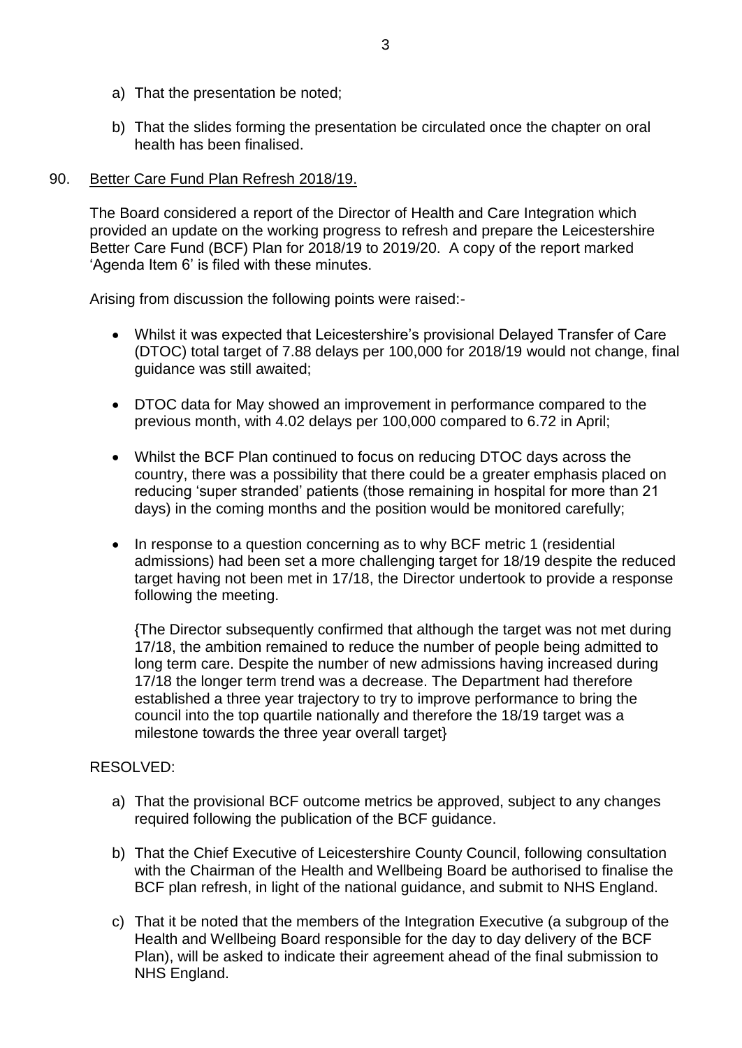a) That the presentation be noted;

b) That the slides forming the presentation be circulated once the chapter on oral health has been finalised.

90. Better Care Fund Plan Refresh 2018/19.

The Board considered a report of the Director of Health and Care Integration which provided an update on the working progress to refresh and prepare the Leicestershire Better Care Fund (BCF) Plan for 2018/19 to 2019/20. A copy of the report marked 'Agenda Item 6' is filed with these minutes.

Arising from discussion the following points were raised:-

- Whilst it was expected that Leicestershire's provisional Delayed Transfer of Care (DTOC) total target of 7.88 delays per 100,000 for 2018/19 would not change, final guidance was still awaited;

- DTOC data for May showed an improvement in performance compared to the previous month, with 4.02 delays per 100,000 compared to 6.72 in April;

- Whilst the BCF Plan continued to focus on reducing DTOC days across the country, there was a possibility that there could be a greater emphasis placed on reducing 'super stranded' patients (those remaining in hospital for more than 21 days) in the coming months and the position would be monitored carefully;

- In response to a question concerning as to why BCF metric 1 (residential admissions) had been set a more challenging target for 18/19 despite the reduced target having not been met in 17/18, the Director undertook to provide a response following the meeting.

  {The Director subsequently confirmed that although the target was not met during 17/18, the ambition remained to reduce the number of people being admitted to long term care. Despite the number of new admissions having increased during 17/18 the longer term trend was a decrease. The Department had therefore established a three year trajectory to try to improve performance to bring the council into the top quartile nationally and therefore the 18/19 target was a milestone towards the three year overall target}

RESOLVED:

a) That the provisional BCF outcome metrics be approved, subject to any changes required following the publication of the BCF guidance.

b) That the Chief Executive of Leicestershire County Council, following consultation with the Chairman of the Health and Wellbeing Board be authorised to finalise the BCF plan refresh, in light of the national guidance, and submit to NHS England.

c) That it be noted that the members of the Integration Executive (a subgroup of the Health and Wellbeing Board responsible for the day to day delivery of the BCF Plan), will be asked to indicate their agreement ahead of the final submission to NHS England.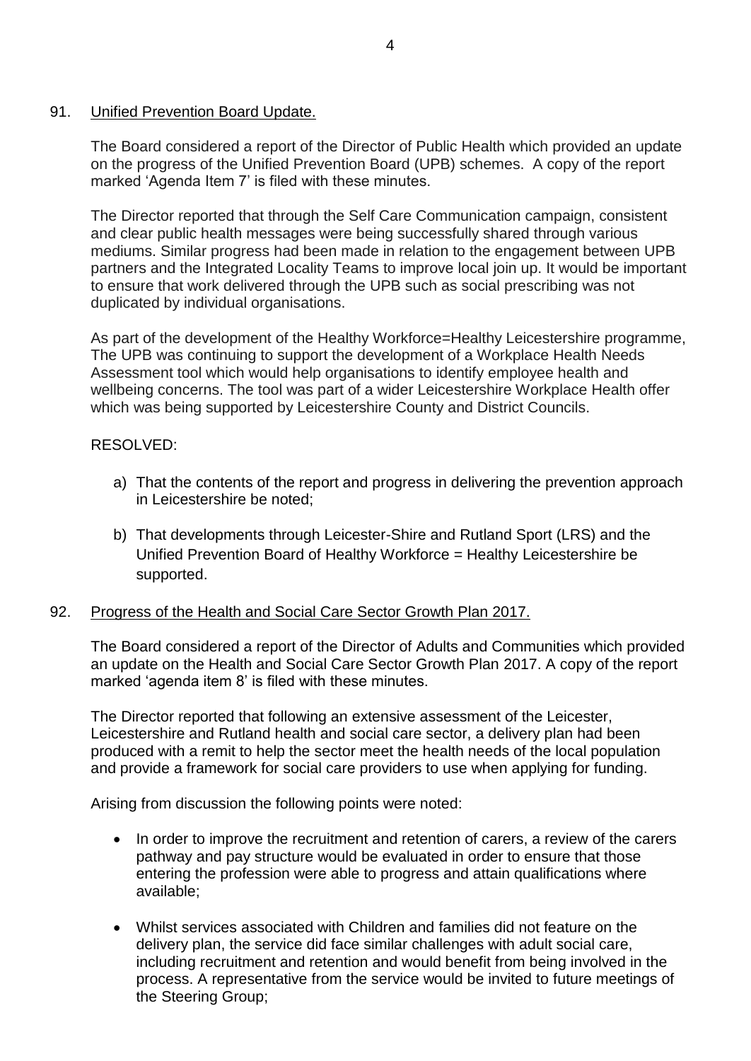91. <u>Unified Prevention Board Update.</u>

The Board considered a report of the Director of Public Health which provided an update on the progress of the Unified Prevention Board (UPB) schemes. A copy of the report marked 'Agenda Item 7' is filed with these minutes.

The Director reported that through the Self Care Communication campaign, consistent and clear public health messages were being successfully shared through various mediums. Similar progress had been made in relation to the engagement between UPB partners and the Integrated Locality Teams to improve local join up. It would be important to ensure that work delivered through the UPB such as social prescribing was not duplicated by individual organisations.

As part of the development of the Healthy Workforce=Healthy Leicestershire programme, The UPB was continuing to support the development of a Workplace Health Needs Assessment tool which would help organisations to identify employee health and wellbeing concerns. The tool was part of a wider Leicestershire Workplace Health offer which was being supported by Leicestershire County and District Councils.

RESOLVED:

a) That the contents of the report and progress in delivering the prevention approach in Leicestershire be noted;

b) That developments through Leicester-Shire and Rutland Sport (LRS) and the Unified Prevention Board of Healthy Workforce = Healthy Leicestershire be supported.

92. <u>Progress of the Health and Social Care Sector Growth Plan 2017.</u>

The Board considered a report of the Director of Adults and Communities which provided an update on the Health and Social Care Sector Growth Plan 2017. A copy of the report marked 'agenda item 8' is filed with these minutes.

The Director reported that following an extensive assessment of the Leicester, Leicestershire and Rutland health and social care sector, a delivery plan had been produced with a remit to help the sector meet the health needs of the local population and provide a framework for social care providers to use when applying for funding.

Arising from discussion the following points were noted:

- In order to improve the recruitment and retention of carers, a review of the carers pathway and pay structure would be evaluated in order to ensure that those entering the profession were able to progress and attain qualifications where available;

- Whilst services associated with Children and families did not feature on the delivery plan, the service did face similar challenges with adult social care, including recruitment and retention and would benefit from being involved in the process. A representative from the service would be invited to future meetings of the Steering Group;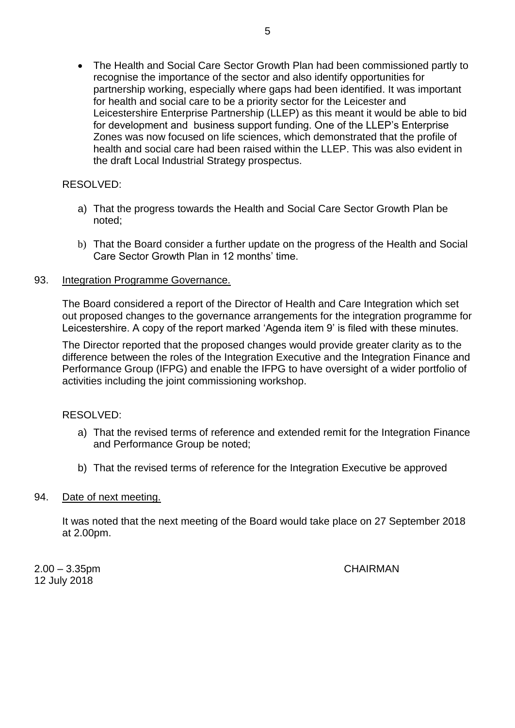- The Health and Social Care Sector Growth Plan had been commissioned partly to recognise the importance of the sector and also identify opportunities for partnership working, especially where gaps had been identified. It was important for health and social care to be a priority sector for the Leicester and Leicestershire Enterprise Partnership (LLEP) as this meant it would be able to bid for development and business support funding. One of the LLEP's Enterprise Zones was now focused on life sciences, which demonstrated that the profile of health and social care had been raised within the LLEP. This was also evident in the draft Local Industrial Strategy prospectus.

RESOLVED:

a) That the progress towards the Health and Social Care Sector Growth Plan be noted;

b) That the Board consider a further update on the progress of the Health and Social Care Sector Growth Plan in 12 months' time.

93. Integration Programme Governance.

The Board considered a report of the Director of Health and Care Integration which set out proposed changes to the governance arrangements for the integration programme for Leicestershire. A copy of the report marked 'Agenda item 9' is filed with these minutes.

The Director reported that the proposed changes would provide greater clarity as to the difference between the roles of the Integration Executive and the Integration Finance and Performance Group (IFPG) and enable the IFPG to have oversight of a wider portfolio of activities including the joint commissioning workshop.

RESOLVED:

a) That the revised terms of reference and extended remit for the Integration Finance and Performance Group be noted;

b) That the revised terms of reference for the Integration Executive be approved

94. Date of next meeting.

It was noted that the next meeting of the Board would take place on 27 September 2018 at 2.00pm.

2.00 – 3.35pm
12 July 2018

CHAIRMAN